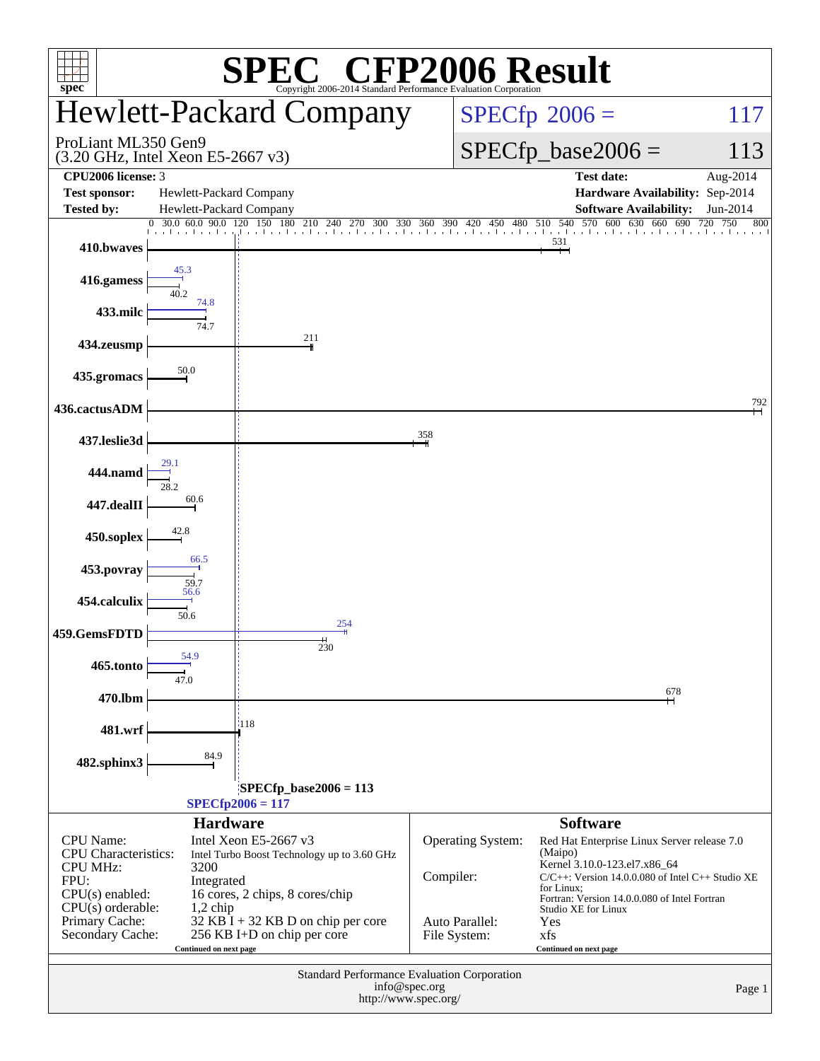# SPEC® CFP2006 Result

Copyright 2006-2014 Standard Performance Evaluation Corporation

## Hewlett-Packard Company

ProLiant ML350 Gen9
(3.20 GHz, Intel Xeon E5-2667 v3)

SPECfp 2006 = 117

SPECfp_base2006 = 113

| | | | |
|---|---|---|---|
| **CPU2006 license:** 3 | | **Test date:** | Aug-2014 |
| **Test sponsor:** | Hewlett-Packard Company | **Hardware Availability:** | Sep-2014 |
| **Tested by:** | Hewlett-Packard Company | **Software Availability:** | Jun-2014 |

| Benchmark | Peak | Base |
|---|---|---|
| 410.bwaves | | 531 |
| 416.gamess | 45.3 | 40.2 |
| 433.milc | 74.8 | 74.7 |
| 434.zeusmp | | 211 |
| 435.gromacs | | 50.0 |
| 436.cactusADM | | 792 |
| 437.leslie3d | | 358 |
| 444.namd | 29.1 | 28.2 |
| 447.dealII | | 60.6 |
| 450.soplex | | 42.8 |
| 453.povray | 66.5 | 59.7 |
| 454.calculix | 56.6 | 50.6 |
| 459.GemsFDTD | 254 | 230 |
| 465.tonto | 54.9 | 47.0 |
| 470.lbm | | 678 |
| 481.wrf | | 118 |
| 482.sphinx3 | | 84.9 |

SPECfp_base2006 = 113

SPECfp2006 = 117

### Hardware

| | |
|---|---|
| CPU Name: | Intel Xeon E5-2667 v3 |
| CPU Characteristics: | Intel Turbo Boost Technology up to 3.60 GHz |
| CPU MHz: | 3200 |
| FPU: | Integrated |
| CPU(s) enabled: | 16 cores, 2 chips, 8 cores/chip |
| CPU(s) orderable: | 1,2 chip |
| Primary Cache: | 32 KB I + 32 KB D on chip per core |
| Secondary Cache: | 256 KB I+D on chip per core |

Continued on next page

### Software

| | |
|---|---|
| Operating System: | Red Hat Enterprise Linux Server release 7.0 (Maipo) Kernel 3.10.0-123.el7.x86_64 |
| Compiler: | C/C++: Version 14.0.0.080 of Intel C++ Studio XE for Linux; Fortran: Version 14.0.0.080 of Intel Fortran Studio XE for Linux |
| Auto Parallel: | Yes |
| File System: | xfs |

Continued on next page

Standard Performance Evaluation Corporation
info@spec.org
http://www.spec.org/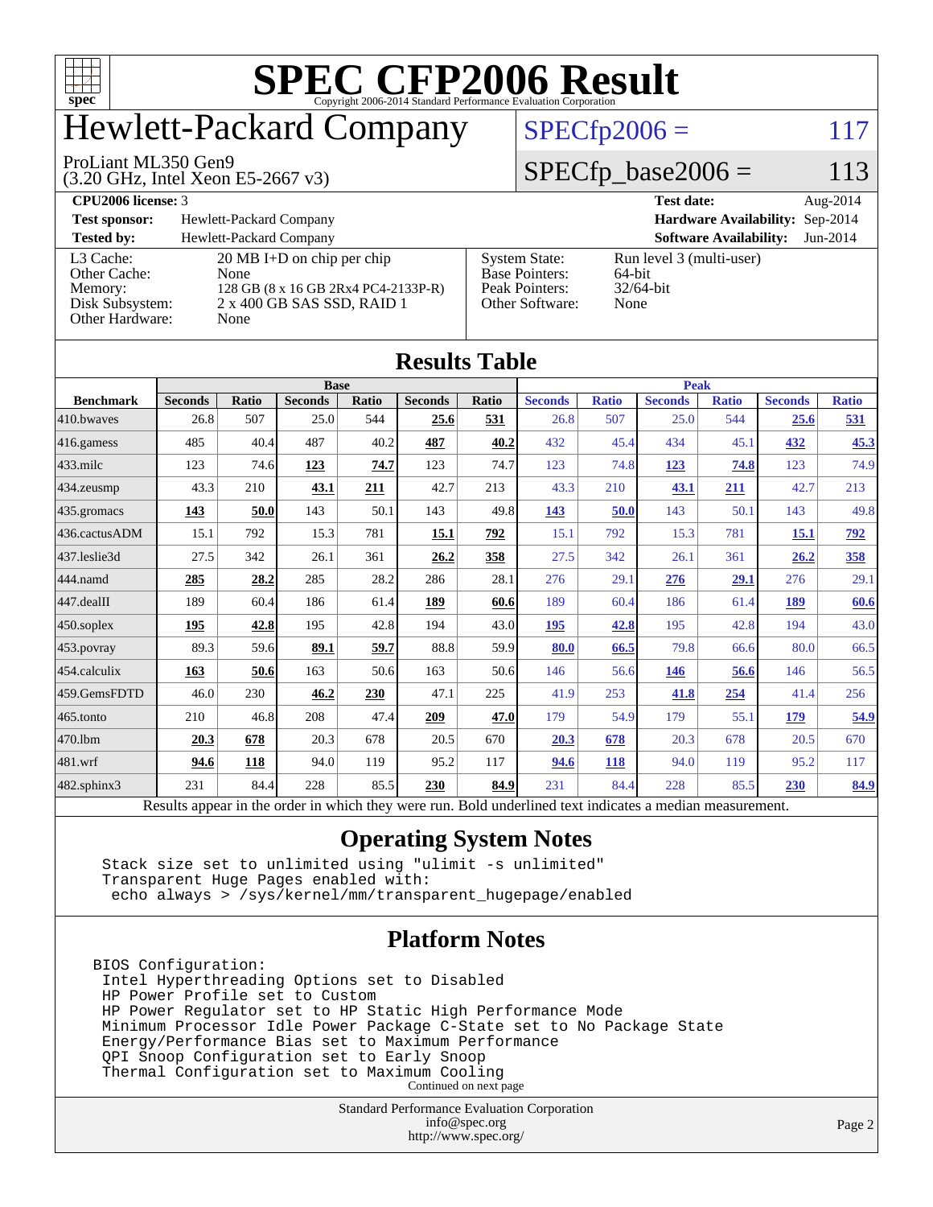# SPEC CFP2006 Result

Copyright 2006-2014 Standard Performance Evaluation Corporation

## Hewlett-Packard Company

ProLiant ML350 Gen9
(3.20 GHz, Intel Xeon E5-2667 v3)

SPECfp2006 = 117

SPECfp_base2006 = 113

**CPU2006 license:** 3 | **Test date:** Aug-2014
**Test sponsor:** Hewlett-Packard Company | **Hardware Availability:** Sep-2014
**Tested by:** Hewlett-Packard Company | **Software Availability:** Jun-2014

| | |
|---|---|
| L3 Cache: | 20 MB I+D on chip per chip |
| Other Cache: | None |
| Memory: | 128 GB (8 x 16 GB 2Rx4 PC4-2133P-R) |
| Disk Subsystem: | 2 x 400 GB SAS SSD, RAID 1 |
| Other Hardware: | None |

| | |
|---|---|
| System State: | Run level 3 (multi-user) |
| Base Pointers: | 64-bit |
| Peak Pointers: | 32/64-bit |
| Other Software: | None |

## Results Table

| | Base | | | | | | Peak | | | | | |
|---|---|---|---|---|---|---|---|---|---|---|---|---|
| **Benchmark** | **Seconds** | **Ratio** | **Seconds** | **Ratio** | **Seconds** | **Ratio** | **Seconds** | **Ratio** | **Seconds** | **Ratio** | **Seconds** | **Ratio** |
| 410.bwaves | 26.8 | 507 | 25.0 | 544 | **25.6** | **531** | 26.8 | 507 | 25.0 | 544 | **25.6** | **531** |
| 416.gamess | 485 | 40.4 | 487 | 40.2 | **487** | **40.2** | 432 | 45.4 | 434 | 45.1 | **432** | **45.3** |
| 433.milc | 123 | 74.6 | **123** | **74.7** | 123 | 74.7 | 123 | 74.8 | **123** | **74.8** | 123 | 74.9 |
| 434.zeusmp | 43.3 | 210 | **43.1** | **211** | 42.7 | 213 | 43.3 | 210 | **43.1** | **211** | 42.7 | 213 |
| 435.gromacs | **143** | **50.0** | 143 | 50.1 | 143 | 49.8 | **143** | **50.0** | 143 | 50.1 | 143 | 49.8 |
| 436.cactusADM | 15.1 | 792 | 15.3 | 781 | **15.1** | **792** | 15.1 | 792 | 15.3 | 781 | **15.1** | **792** |
| 437.leslie3d | 27.5 | 342 | 26.1 | 361 | **26.2** | **358** | 27.5 | 342 | 26.1 | 361 | **26.2** | **358** |
| 444.namd | **285** | **28.2** | 285 | 28.2 | 286 | 28.1 | 276 | 29.1 | **276** | **29.1** | 276 | 29.1 |
| 447.dealII | 189 | 60.4 | 186 | 61.4 | **189** | **60.6** | 189 | 60.4 | 186 | 61.4 | **189** | **60.6** |
| 450.soplex | **195** | **42.8** | 195 | 42.8 | 194 | 43.0 | **195** | **42.8** | 195 | 42.8 | 194 | 43.0 |
| 453.povray | 89.3 | 59.6 | **89.1** | **59.7** | 88.8 | 59.9 | **80.0** | **66.5** | 79.8 | 66.6 | 80.0 | 66.5 |
| 454.calculix | **163** | **50.6** | 163 | 50.6 | 163 | 50.6 | 146 | 56.6 | **146** | **56.6** | 146 | 56.5 |
| 459.GemsFDTD | 46.0 | 230 | **46.2** | **230** | 47.1 | 225 | 41.9 | 253 | **41.8** | **254** | 41.4 | 256 |
| 465.tonto | 210 | 46.8 | 208 | 47.4 | **209** | **47.0** | 179 | 54.9 | 179 | 55.1 | **179** | **54.9** |
| 470.lbm | **20.3** | **678** | 20.3 | 678 | 20.5 | 670 | **20.3** | **678** | 20.3 | 678 | 20.5 | 670 |
| 481.wrf | **94.6** | **118** | 94.0 | 119 | 95.2 | 117 | **94.6** | **118** | 94.0 | 119 | 95.2 | 117 |
| 482.sphinx3 | 231 | 84.4 | 228 | 85.5 | **230** | **84.9** | 231 | 84.4 | 228 | 85.5 | **230** | **84.9** |

Results appear in the order in which they were run. Bold underlined text indicates a median measurement.

## Operating System Notes

```
Stack size set to unlimited using "ulimit -s unlimited"
Transparent Huge Pages enabled with:
 echo always > /sys/kernel/mm/transparent_hugepage/enabled
```

## Platform Notes

```
BIOS Configuration:
 Intel Hyperthreading Options set to Disabled
 HP Power Profile set to Custom
 HP Power Regulator set to HP Static High Performance Mode
 Minimum Processor Idle Power Package C-State set to No Package State
 Energy/Performance Bias set to Maximum Performance
 QPI Snoop Configuration set to Early Snoop
 Thermal Configuration set to Maximum Cooling
```

Continued on next page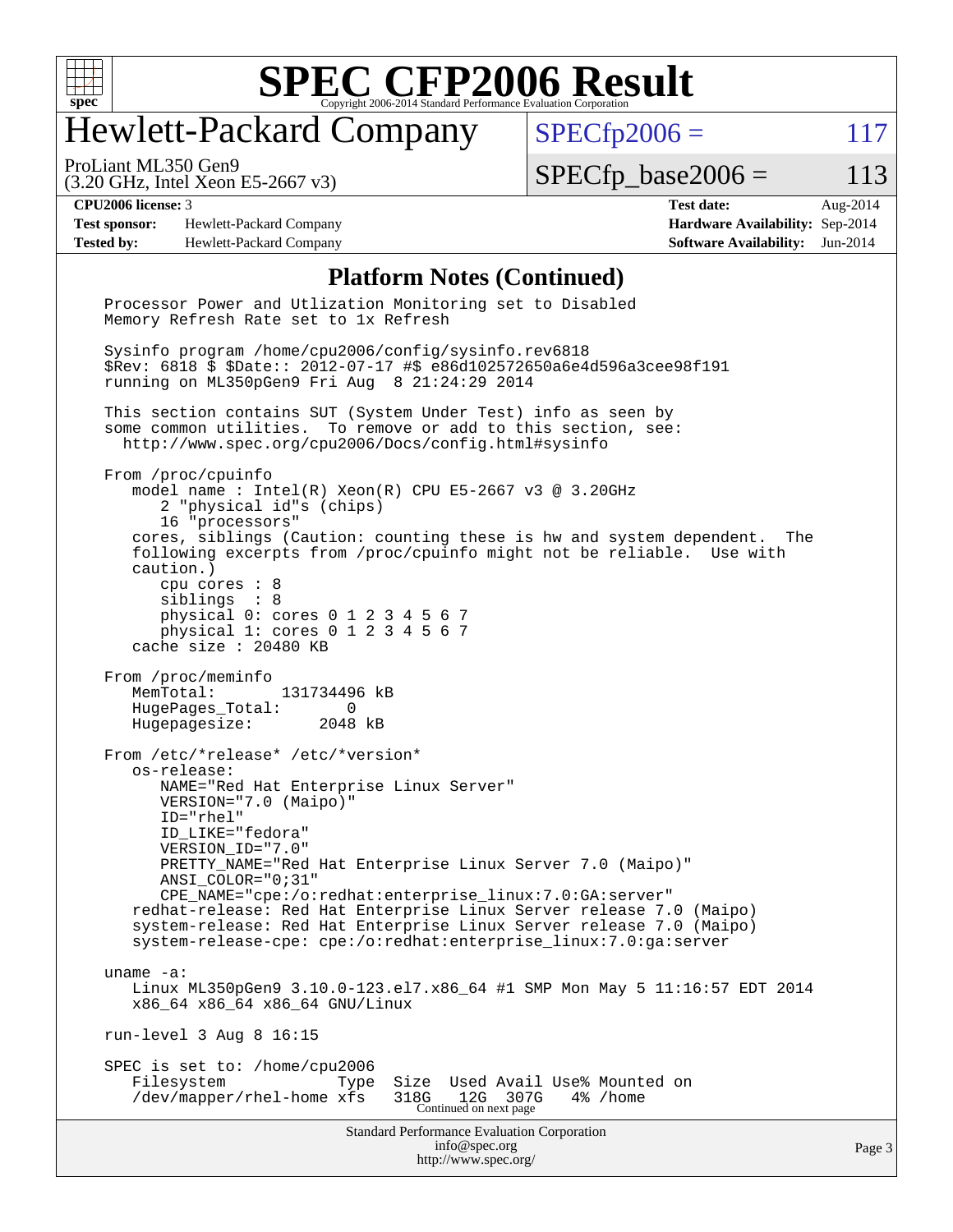# Hewlett-Packard Company

ProLiant ML350 Gen9
(3.20 GHz, Intel Xeon E5-2667 v3)

SPECfp2006 = 117

SPECfp_base2006 = 113

| | | | |
|---|---|---|---|
| **CPU2006 license:** 3 | | **Test date:** | Aug-2014 |
| **Test sponsor:** | Hewlett-Packard Company | **Hardware Availability:** | Sep-2014 |
| **Tested by:** | Hewlett-Packard Company | **Software Availability:** | Jun-2014 |

## Platform Notes (Continued)

```
Processor Power and Utlization Monitoring set to Disabled
Memory Refresh Rate set to 1x Refresh

Sysinfo program /home/cpu2006/config/sysinfo.rev6818
$Rev: 6818 $ $Date:: 2012-07-17 #$ e86d102572650a6e4d596a3cee98f191
running on ML350pGen9 Fri Aug  8 21:24:29 2014

This section contains SUT (System Under Test) info as seen by
some common utilities.  To remove or add to this section, see:
  http://www.spec.org/cpu2006/Docs/config.html#sysinfo

From /proc/cpuinfo
   model name : Intel(R) Xeon(R) CPU E5-2667 v3 @ 3.20GHz
      2 "physical id"s (chips)
      16 "processors"
   cores, siblings (Caution: counting these is hw and system dependent.  The
   following excerpts from /proc/cpuinfo might not be reliable.  Use with
   caution.)
      cpu cores : 8
      siblings  : 8
      physical 0: cores 0 1 2 3 4 5 6 7
      physical 1: cores 0 1 2 3 4 5 6 7
   cache size : 20480 KB

From /proc/meminfo
   MemTotal:       131734496 kB
   HugePages_Total:       0
   Hugepagesize:       2048 kB

From /etc/*release* /etc/*version*
   os-release:
      NAME="Red Hat Enterprise Linux Server"
      VERSION="7.0 (Maipo)"
      ID="rhel"
      ID_LIKE="fedora"
      VERSION_ID="7.0"
      PRETTY_NAME="Red Hat Enterprise Linux Server 7.0 (Maipo)"
      ANSI_COLOR="0;31"
      CPE_NAME="cpe:/o:redhat:enterprise_linux:7.0:GA:server"
   redhat-release: Red Hat Enterprise Linux Server release 7.0 (Maipo)
   system-release: Red Hat Enterprise Linux Server release 7.0 (Maipo)
   system-release-cpe: cpe:/o:redhat:enterprise_linux:7.0:ga:server

uname -a:
   Linux ML350pGen9 3.10.0-123.el7.x86_64 #1 SMP Mon May 5 11:16:57 EDT 2014
   x86_64 x86_64 x86_64 GNU/Linux

run-level 3 Aug 8 16:15

SPEC is set to: /home/cpu2006
   Filesystem              Type  Size  Used Avail Use% Mounted on
   /dev/mapper/rhel-home xfs   318G   12G  307G   4% /home
```

Continued on next page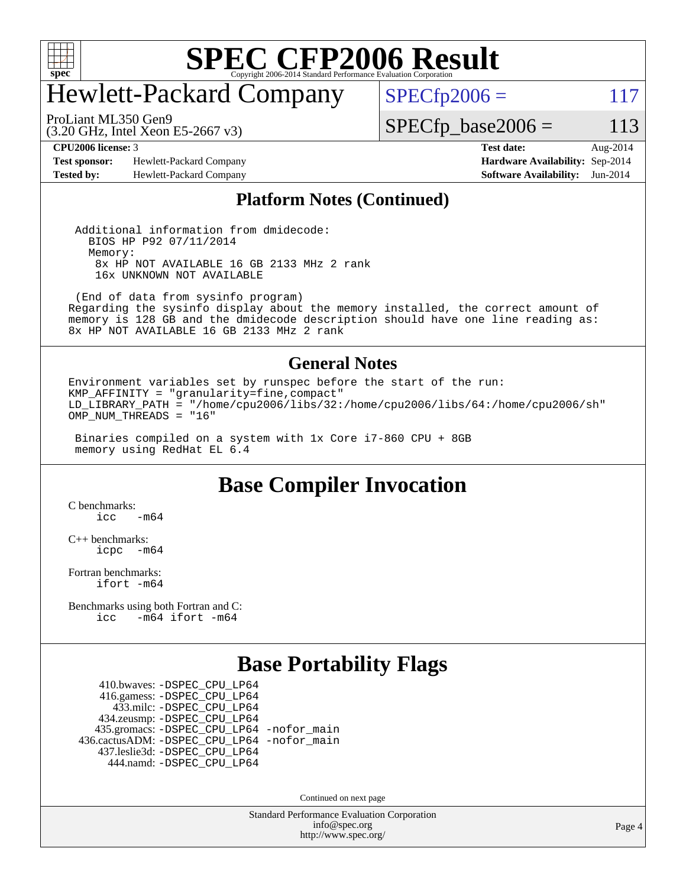# SPEC CFP2006 Result

Copyright 2006-2014 Standard Performance Evaluation Corporation

## Hewlett-Packard Company

ProLiant ML350 Gen9
(3.20 GHz, Intel Xeon E5-2667 v3)

SPECfp2006 = 117

SPECfp_base2006 = 113

| | | | |
|---|---|---|---|
| **CPU2006 license:** 3 | | **Test date:** | Aug-2014 |
| **Test sponsor:** | Hewlett-Packard Company | **Hardware Availability:** | Sep-2014 |
| **Tested by:** | Hewlett-Packard Company | **Software Availability:** | Jun-2014 |

## Platform Notes (Continued)

```
 Additional information from dmidecode:
   BIOS HP P92 07/11/2014
   Memory:
    8x HP NOT AVAILABLE 16 GB 2133 MHz 2 rank
    16x UNKNOWN NOT AVAILABLE

 (End of data from sysinfo program)
Regarding the sysinfo display about the memory installed, the correct amount of
memory is 128 GB and the dmidecode description should have one line reading as:
8x HP NOT AVAILABLE 16 GB 2133 MHz 2 rank
```

## General Notes

```
Environment variables set by runspec before the start of the run:
KMP_AFFINITY = "granularity=fine,compact"
LD_LIBRARY_PATH = "/home/cpu2006/libs/32:/home/cpu2006/libs/64:/home/cpu2006/sh"
OMP_NUM_THREADS = "16"

 Binaries compiled on a system with 1x Core i7-860 CPU + 8GB
 memory using RedHat EL 6.4
```

## Base Compiler Invocation

C benchmarks:
```
icc   -m64
```

C++ benchmarks:
```
icpc  -m64
```

Fortran benchmarks:
```
ifort -m64
```

Benchmarks using both Fortran and C:
```
icc   -m64 ifort -m64
```

## Base Portability Flags

```
   410.bwaves: -DSPEC_CPU_LP64
   416.gamess: -DSPEC_CPU_LP64
     433.milc: -DSPEC_CPU_LP64
   434.zeusmp: -DSPEC_CPU_LP64
  435.gromacs: -DSPEC_CPU_LP64 -nofor_main
436.cactusADM: -DSPEC_CPU_LP64 -nofor_main
  437.leslie3d: -DSPEC_CPU_LP64
     444.namd: -DSPEC_CPU_LP64
```

Continued on next page

Standard Performance Evaluation Corporation
info@spec.org
http://www.spec.org/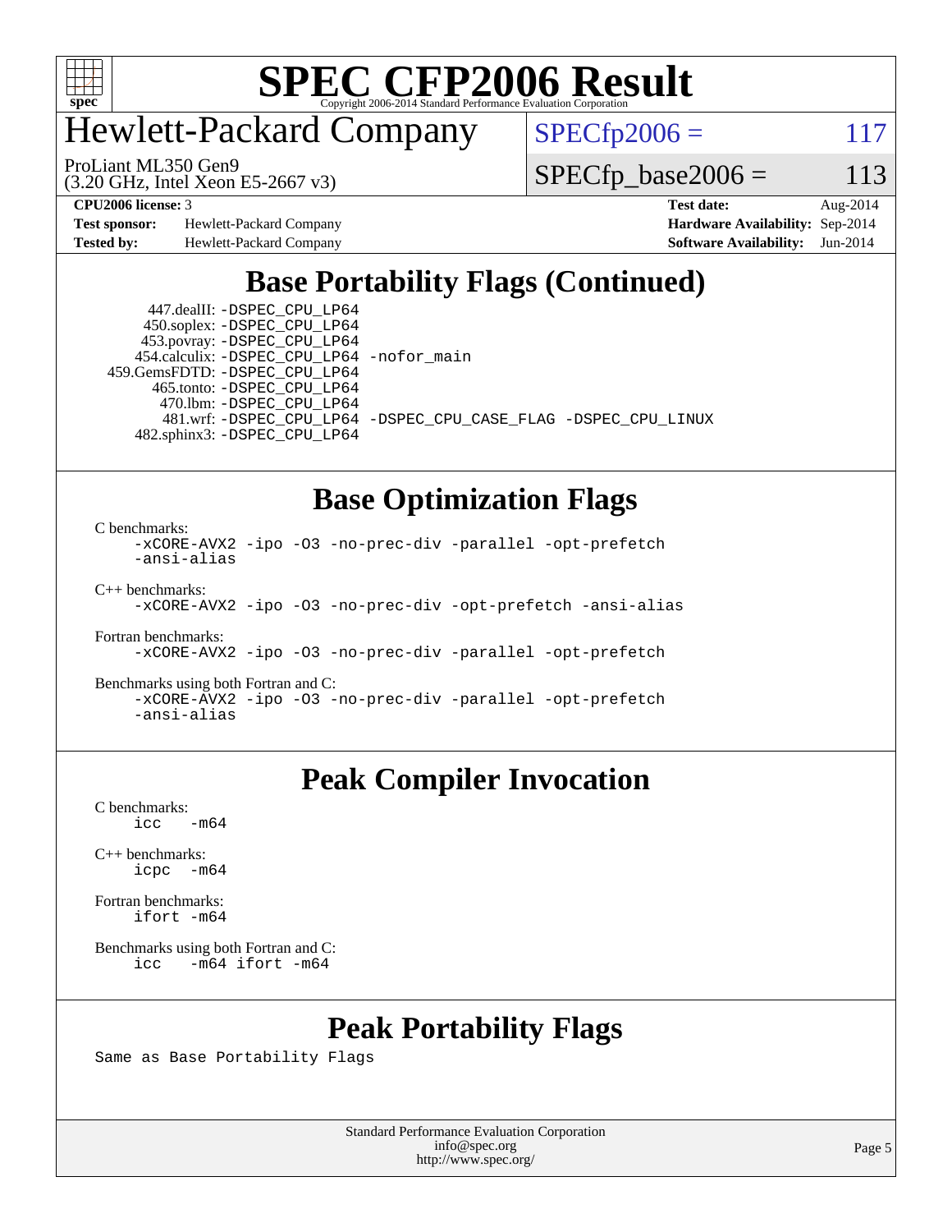# SPEC CFP2006 Result

Copyright 2006-2014 Standard Performance Evaluation Corporation

## Hewlett-Packard Company

ProLiant ML350 Gen9
(3.20 GHz, Intel Xeon E5-2667 v3)

SPECfp2006 = 117

SPECfp_base2006 = 113

| | | | |
|---|---|---|---|
| **CPU2006 license:** 3 | | **Test date:** | Aug-2014 |
| **Test sponsor:** | Hewlett-Packard Company | **Hardware Availability:** | Sep-2014 |
| **Tested by:** | Hewlett-Packard Company | **Software Availability:** | Jun-2014 |

## Base Portability Flags (Continued)

```
      447.dealII: -DSPEC_CPU_LP64
      450.soplex: -DSPEC_CPU_LP64
      453.povray: -DSPEC_CPU_LP64
    454.calculix: -DSPEC_CPU_LP64 -nofor_main
   459.GemsFDTD: -DSPEC_CPU_LP64
       465.tonto: -DSPEC_CPU_LP64
         470.lbm: -DSPEC_CPU_LP64
         481.wrf: -DSPEC_CPU_LP64 -DSPEC_CPU_CASE_FLAG -DSPEC_CPU_LINUX
     482.sphinx3: -DSPEC_CPU_LP64
```

## Base Optimization Flags

C benchmarks:
```
-xCORE-AVX2 -ipo -O3 -no-prec-div -parallel -opt-prefetch
-ansi-alias
```

C++ benchmarks:
```
-xCORE-AVX2 -ipo -O3 -no-prec-div -opt-prefetch -ansi-alias
```

Fortran benchmarks:
```
-xCORE-AVX2 -ipo -O3 -no-prec-div -parallel -opt-prefetch
```

Benchmarks using both Fortran and C:
```
-xCORE-AVX2 -ipo -O3 -no-prec-div -parallel -opt-prefetch
-ansi-alias
```

## Peak Compiler Invocation

C benchmarks:
```
icc   -m64
```

C++ benchmarks:
```
icpc  -m64
```

Fortran benchmarks:
```
ifort -m64
```

Benchmarks using both Fortran and C:
```
icc   -m64 ifort -m64
```

## Peak Portability Flags

Same as Base Portability Flags

Standard Performance Evaluation Corporation
info@spec.org
http://www.spec.org/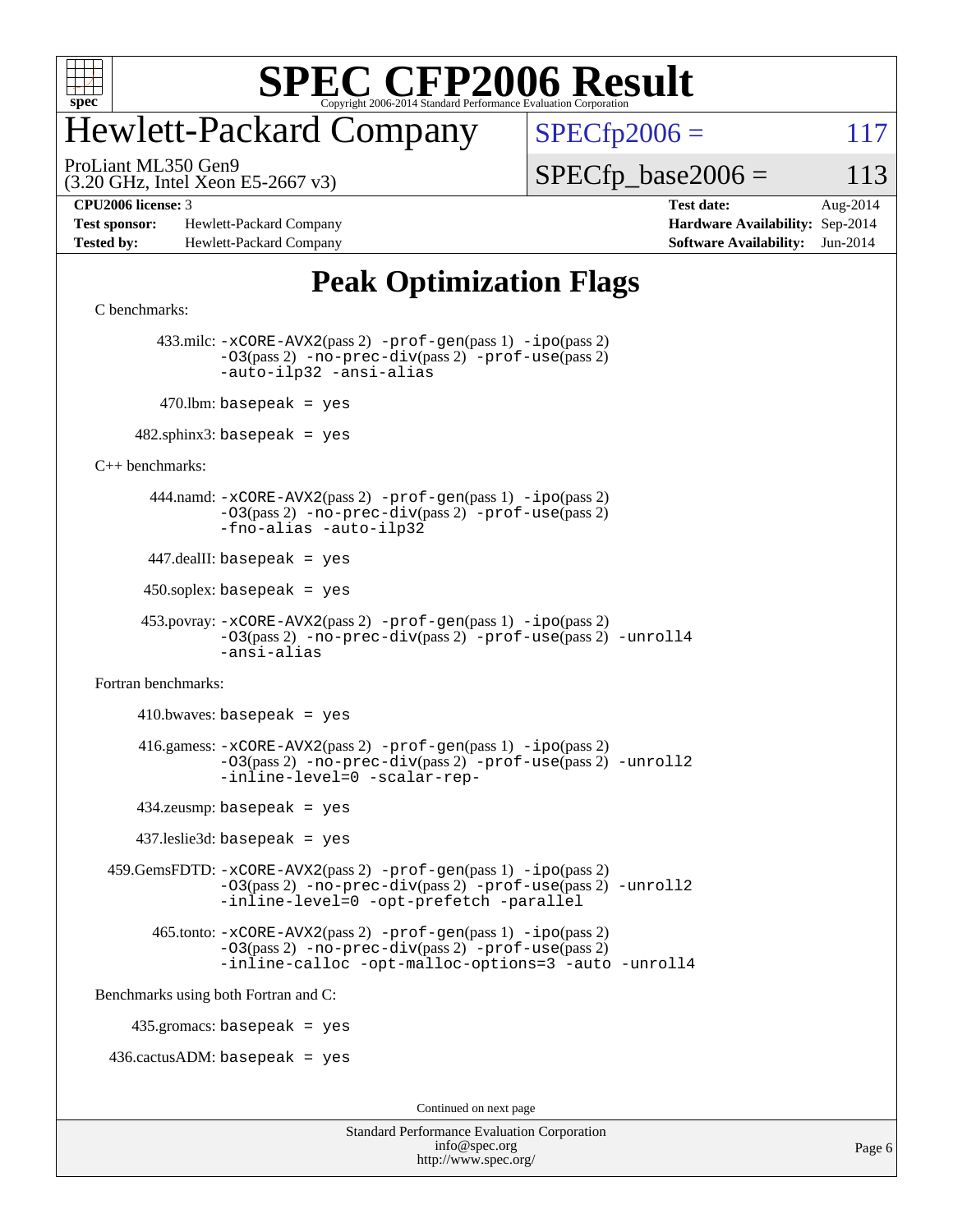# SPEC CFP2006 Result

Copyright 2006-2014 Standard Performance Evaluation Corporation

# Hewlett-Packard Company

ProLiant ML350 Gen9
(3.20 GHz, Intel Xeon E5-2667 v3)

SPECfp2006 = 117

SPECfp_base2006 = 113

**CPU2006 license:** 3
**Test sponsor:** Hewlett-Packard Company
**Tested by:** Hewlett-Packard Company

**Test date:** Aug-2014
**Hardware Availability:** Sep-2014
**Software Availability:** Jun-2014

## Peak Optimization Flags

C benchmarks:

433.milc: -xCORE-AVX2(pass 2) -prof-gen(pass 1) -ipo(pass 2) -O3(pass 2) -no-prec-div(pass 2) -prof-use(pass 2) -auto-ilp32 -ansi-alias

470.lbm: basepeak = yes

482.sphinx3: basepeak = yes

C++ benchmarks:

444.namd: -xCORE-AVX2(pass 2) -prof-gen(pass 1) -ipo(pass 2) -O3(pass 2) -no-prec-div(pass 2) -prof-use(pass 2) -fno-alias -auto-ilp32

447.dealII: basepeak = yes

450.soplex: basepeak = yes

453.povray: -xCORE-AVX2(pass 2) -prof-gen(pass 1) -ipo(pass 2) -O3(pass 2) -no-prec-div(pass 2) -prof-use(pass 2) -unroll4 -ansi-alias

Fortran benchmarks:

410.bwaves: basepeak = yes

416.gamess: -xCORE-AVX2(pass 2) -prof-gen(pass 1) -ipo(pass 2) -O3(pass 2) -no-prec-div(pass 2) -prof-use(pass 2) -unroll2 -inline-level=0 -scalar-rep-

434.zeusmp: basepeak = yes

437.leslie3d: basepeak = yes

459.GemsFDTD: -xCORE-AVX2(pass 2) -prof-gen(pass 1) -ipo(pass 2) -O3(pass 2) -no-prec-div(pass 2) -prof-use(pass 2) -unroll2 -inline-level=0 -opt-prefetch -parallel

465.tonto: -xCORE-AVX2(pass 2) -prof-gen(pass 1) -ipo(pass 2) -O3(pass 2) -no-prec-div(pass 2) -prof-use(pass 2) -inline-calloc -opt-malloc-options=3 -auto -unroll4

Benchmarks using both Fortran and C:

435.gromacs: basepeak = yes

436.cactusADM: basepeak = yes

Continued on next page

Standard Performance Evaluation Corporation
info@spec.org
http://www.spec.org/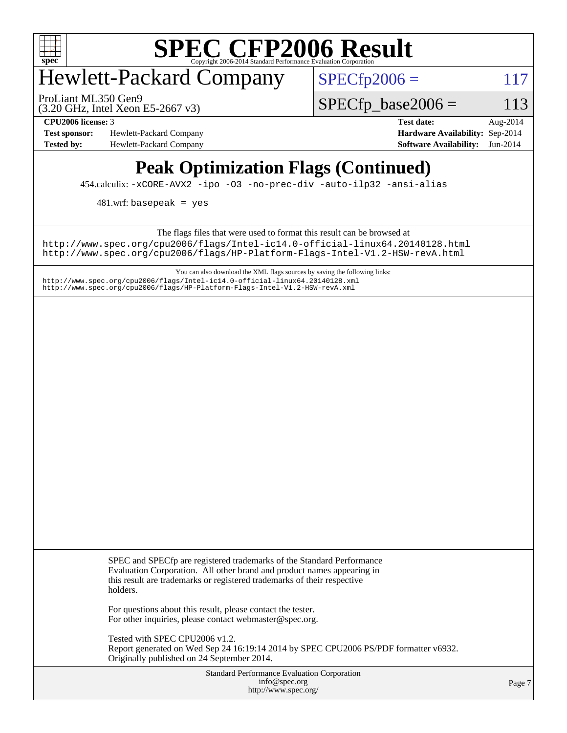## Peak Optimization Flags (Continued)

454.calculix: -xCORE-AVX2 -ipo -O3 -no-prec-div -auto-ilp32 -ansi-alias

481.wrf: basepeak = yes

The flags files that were used to format this result can be browsed at
http://www.spec.org/cpu2006/flags/Intel-ic14.0-official-linux64.20140128.html
http://www.spec.org/cpu2006/flags/HP-Platform-Flags-Intel-V1.2-HSW-revA.html

You can also download the XML flags sources by saving the following links:
http://www.spec.org/cpu2006/flags/Intel-ic14.0-official-linux64.20140128.xml
http://www.spec.org/cpu2006/flags/HP-Platform-Flags-Intel-V1.2-HSW-revA.xml

SPEC and SPECfp are registered trademarks of the Standard Performance Evaluation Corporation. All other brand and product names appearing in this result are trademarks or registered trademarks of their respective holders.

For questions about this result, please contact the tester.
For other inquiries, please contact webmaster@spec.org.

Tested with SPEC CPU2006 v1.2.
Report generated on Wed Sep 24 16:19:14 2014 by SPEC CPU2006 PS/PDF formatter v6932.
Originally published on 24 September 2014.